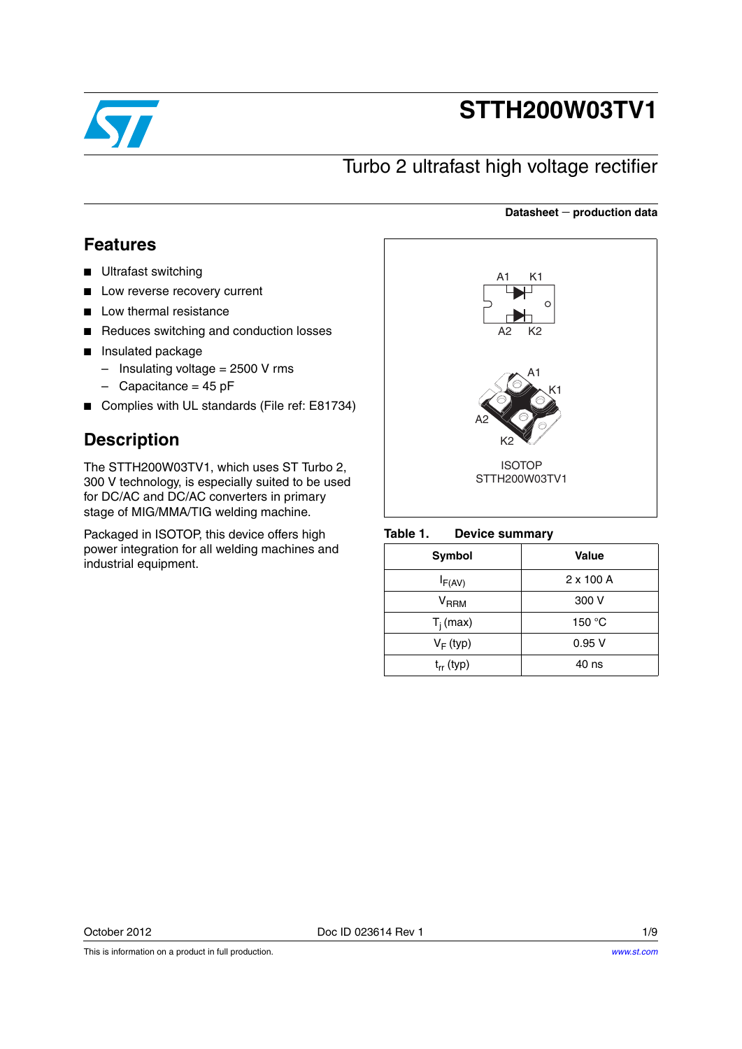# STTH200W03TV1

## Turbo 2 ultrafast high voltage rectifier

**Datasheet — production data**

## Features

- Ultrafast switching
- Low reverse recovery current
- Low thermal resistance
- Reduces switching and conduction losses
- Insulated package
  - Insulating voltage = 2500 V rms
  - Capacitance = 45 pF
- Complies with UL standards (File ref: E81734)

## Description

The STTH200W03TV1, which uses ST Turbo 2, 300 V technology, is especially suited to be used for DC/AC and DC/AC converters in primary stage of MIG/MMA/TIG welding machine.

Packaged in ISOTOP, this device offers high power integration for all welding machines and industrial equipment.

A1 K1

A2 K2

ISOTOP
STTH200W03TV1

**Table 1. Device summary**

| Symbol | Value |
|---|---|
| $I_{F(AV)}$ | 2 x 100 A |
| $V_{RRM}$ | 300 V |
| $T_j$ (max) | 150 °C |
| $V_F$ (typ) | 0.95 V |
| $t_{rr}$ (typ) | 40 ns |

October 2012 Doc ID 023614 Rev 1

This is information on a product in full production.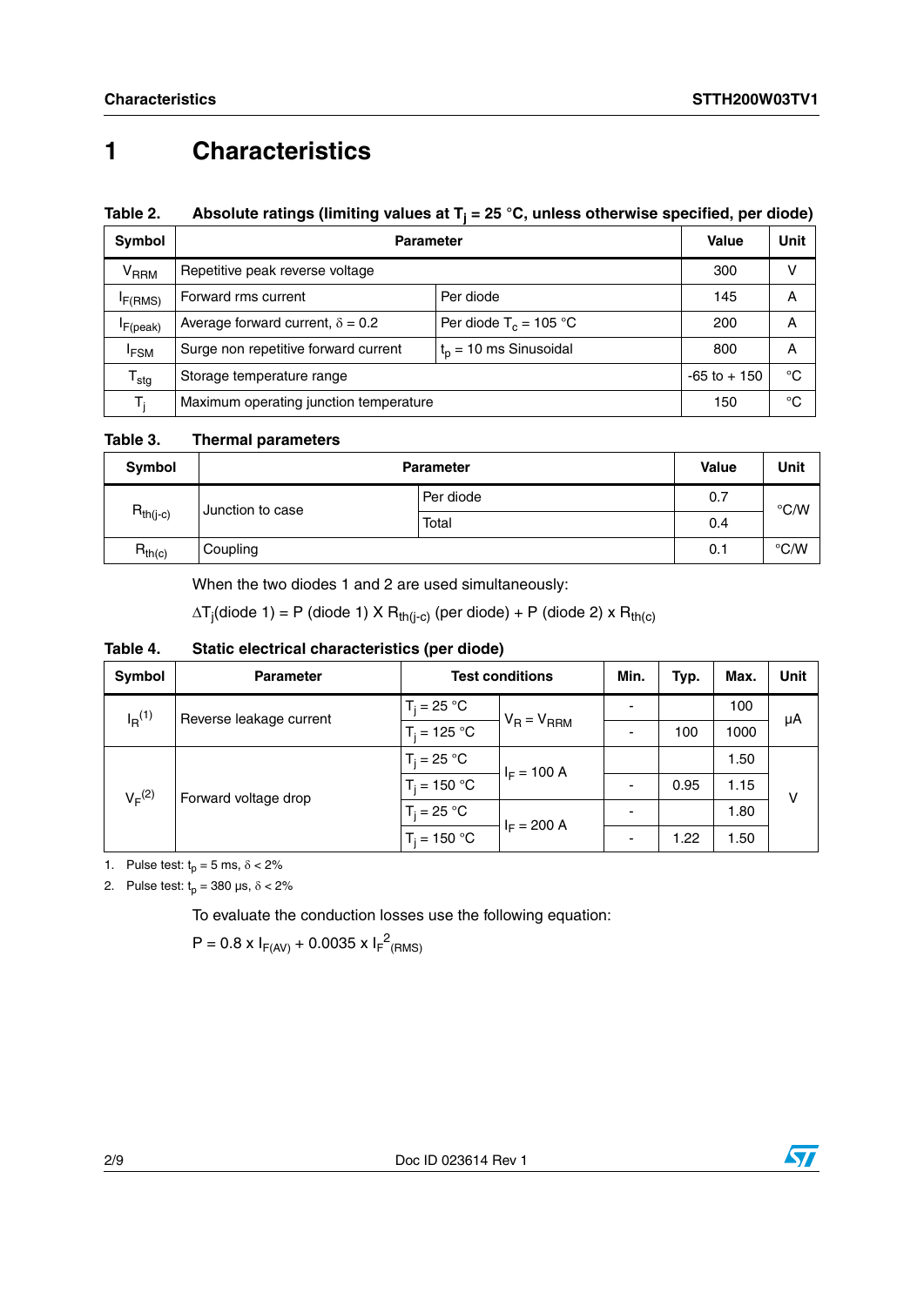# 1 Characteristics

**Table 2. Absolute ratings (limiting values at $T_j$ = 25 °C, unless otherwise specified, per diode)**

| Symbol | Parameter | | Value | Unit |
|---|---|---|---|---|
| $V_{RRM}$ | Repetitive peak reverse voltage | | 300 | V |
| $I_{F(RMS)}$ | Forward rms current | Per diode | 145 | A |
| $I_{F(peak)}$ | Average forward current, $\delta$ = 0.2 | Per diode $T_c$ = 105 °C | 200 | A |
| $I_{FSM}$ | Surge non repetitive forward current | $t_p$ = 10 ms Sinusoidal | 800 | A |
| $T_{stg}$ | Storage temperature range | | -65 to + 150 | °C |
| $T_j$ | Maximum operating junction temperature | | 150 | °C |

**Table 3. Thermal parameters**

| Symbol | Parameter | | Value | Unit |
|---|---|---|---|---|
| $R_{th(j-c)}$ | Junction to case | Per diode | 0.7 | °C/W |
| | | Total | 0.4 | |
| $R_{th(c)}$ | Coupling | | 0.1 | °C/W |

When the two diodes 1 and 2 are used simultaneously:

$\Delta T_j$(diode 1) = P (diode 1) X $R_{th(j-c)}$ (per diode) + P (diode 2) x $R_{th(c)}$

**Table 4. Static electrical characteristics (per diode)**

| Symbol | Parameter | Test conditions | | Min. | Typ. | Max. | Unit |
|---|---|---|---|---|---|---|---|
| $I_R$[1] | Reverse leakage current | $T_j$ = 25 °C | $V_R = V_{RRM}$ | - | | 100 | µA |
| | | $T_j$ = 125 °C | | - | 100 | 1000 | |
| $V_F$[2] | Forward voltage drop | $T_j$ = 25 °C | $I_F$ = 100 A | | | 1.50 | V |
| | | $T_j$ = 150 °C | | - | 0.95 | 1.15 | |
| | | $T_j$ = 25 °C | $I_F$ = 200 A | - | | 1.80 | |
| | | $T_j$ = 150 °C | | - | 1.22 | 1.50 | |

1. Pulse test: $t_p$ = 5 ms, $\delta$ < 2%
2. Pulse test: $t_p$ = 380 µs, $\delta$ < 2%

To evaluate the conduction losses use the following equation:

$P = 0.8 \times I_{F(AV)} + 0.0035 \times I_{F}^{2}{}_{(RMS)}$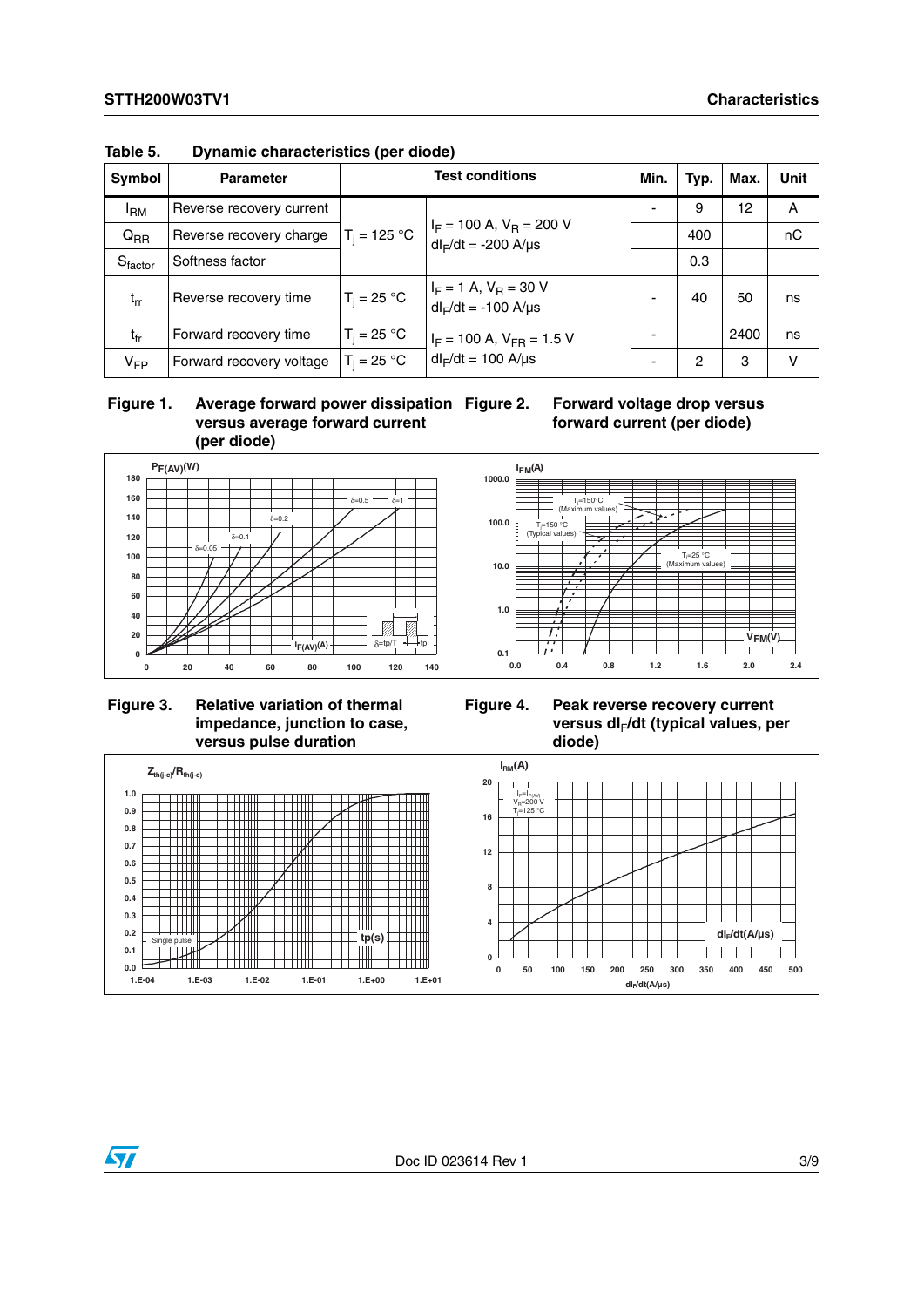Table 5. Dynamic characteristics (per diode)

| Symbol | Parameter | Test conditions | | Min. | Typ. | Max. | Unit |
|---|---|---|---|---|---|---|---|
| $I_{RM}$ | Reverse recovery current | $T_j$ = 125 °C | $I_F$ = 100 A, $V_R$ = 200 V $dI_F/dt$ = -200 A/µs | - | 9 | 12 | A |
| $Q_{RR}$ | Reverse recovery charge | | | | 400 | | nC |
| $S_{factor}$ | Softness factor | | | | 0.3 | | |
| $t_{rr}$ | Reverse recovery time | $T_j$ = 25 °C | $I_F$ = 1 A, $V_R$ = 30 V $dI_F/dt$ = -100 A/µs | - | 40 | 50 | ns |
| $t_{fr}$ | Forward recovery time | $T_j$ = 25 °C | $I_F$ = 100 A, $V_{FR}$ = 1.5 V $dI_F/dt$ = 100 A/µs | - | | 2400 | ns |
| $V_{FP}$ | Forward recovery voltage | $T_j$ = 25 °C | | - | 2 | 3 | V |

**Figure 1. Average forward power dissipation versus average forward current (per diode)**

**Figure 2. Forward voltage drop versus forward current (per diode)**

**Figure 3. Relative variation of thermal impedance, junction to case, versus pulse duration**

**Figure 4. Peak reverse recovery current versus $dI_F/dt$ (typical values, per diode)**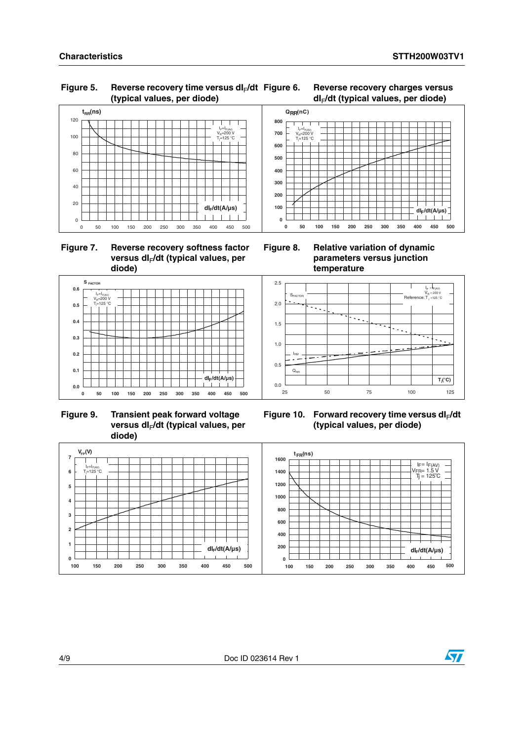**Figure 5. Reverse recovery time versus $dI_F/dt$ (typical values, per diode)**

**Figure 6. Reverse recovery charges versus $dI_F/dt$ (typical values, per diode)**

**Figure 7. Reverse recovery softness factor versus $dI_F/dt$ (typical values, per diode)**

**Figure 8. Relative variation of dynamic parameters versus junction temperature**

**Figure 9. Transient peak forward voltage versus $dI_F/dt$ (typical values, per diode)**

**Figure 10. Forward recovery time versus $dI_F/dt$ (typical values, per diode)**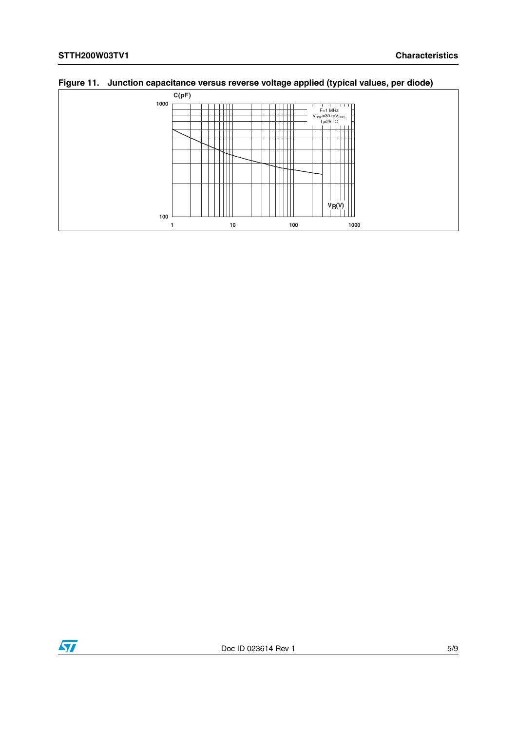**Figure 11. Junction capacitance versus reverse voltage applied (typical values, per diode)**

C(pF)

1000

F=1 MHz
$V_{OSC}$=30 $mV_{RMS}$
$T_j$=25 °C

$V_R$(V)

100

1 10 100 1000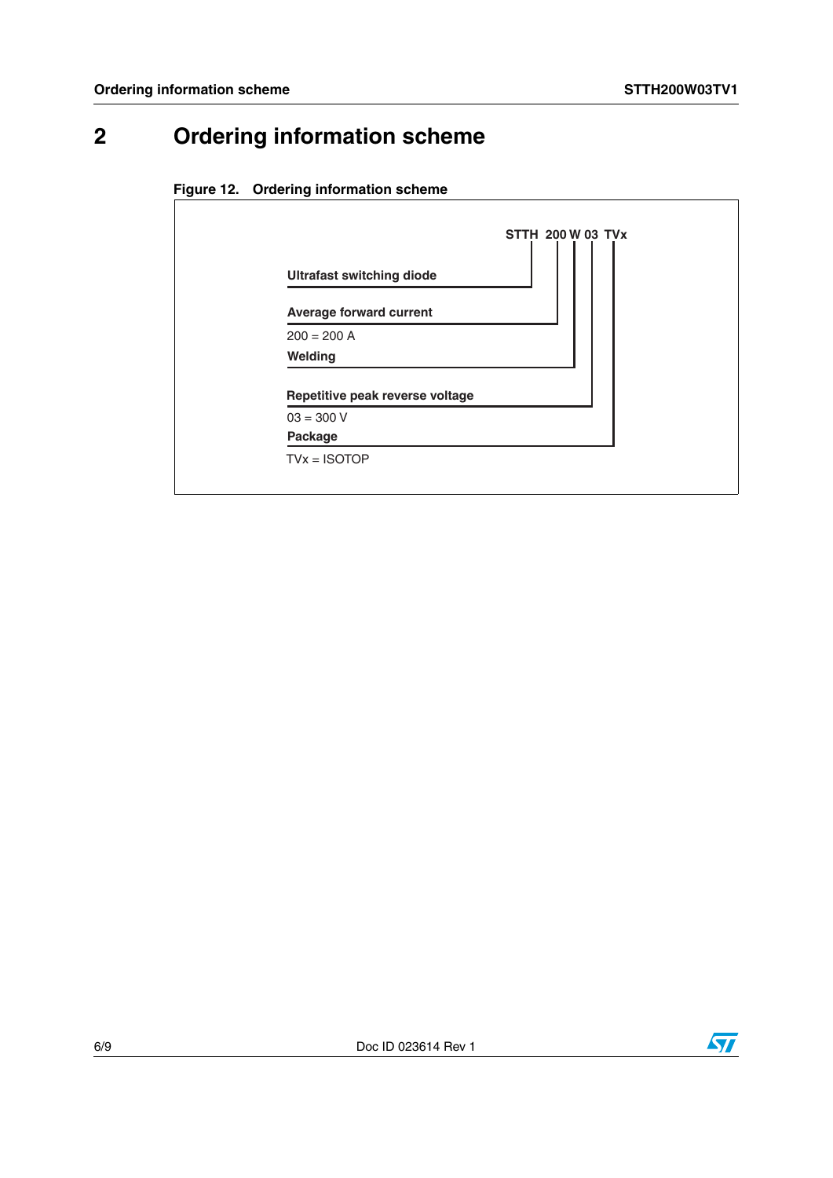# 2 Ordering information scheme

**Figure 12. Ordering information scheme**

**STTH 200 W 03 TVx**

**Ultrafast switching diode**

**Average forward current**

200 = 200 A

**Welding**

**Repetitive peak reverse voltage**

03 = 300 V

**Package**

TVx = ISOTOP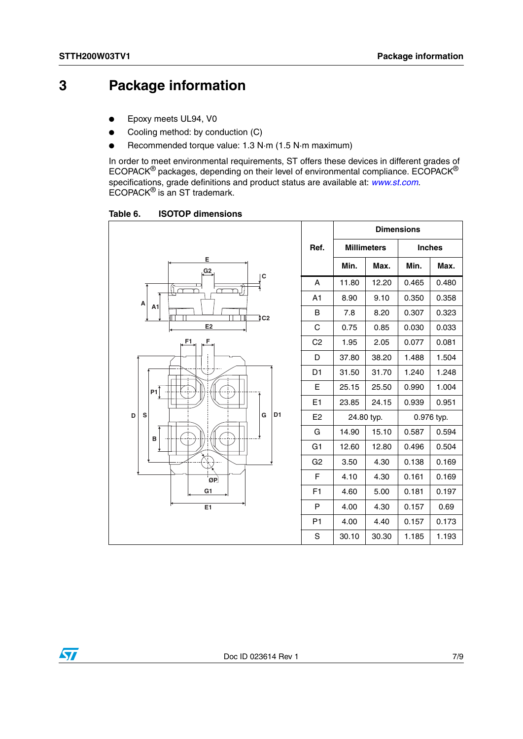# 3 Package information

- Epoxy meets UL94, V0
- Cooling method: by conduction (C)
- Recommended torque value: 1.3 N·m (1.5 N·m maximum)

In order to meet environmental requirements, ST offers these devices in different grades of ECOPACK® packages, depending on their level of environmental compliance. ECOPACK® specifications, grade definitions and product status are available at: *www.st.com*. ECOPACK® is an ST trademark.

**Table 6. ISOTOP dimensions**

| Ref. | Dimensions | | | |
|---|---|---|---|---|
| | Millimeters | | Inches | |
| | Min. | Max. | Min. | Max. |
| A | 11.80 | 12.20 | 0.465 | 0.480 |
| A1 | 8.90 | 9.10 | 0.350 | 0.358 |
| B | 7.8 | 8.20 | 0.307 | 0.323 |
| C | 0.75 | 0.85 | 0.030 | 0.033 |
| C2 | 1.95 | 2.05 | 0.077 | 0.081 |
| D | 37.80 | 38.20 | 1.488 | 1.504 |
| D1 | 31.50 | 31.70 | 1.240 | 1.248 |
| E | 25.15 | 25.50 | 0.990 | 1.004 |
| E1 | 23.85 | 24.15 | 0.939 | 0.951 |
| E2 | 24.80 typ. | | 0.976 typ. | |
| G | 14.90 | 15.10 | 0.587 | 0.594 |
| G1 | 12.60 | 12.80 | 0.496 | 0.504 |
| G2 | 3.50 | 4.30 | 0.138 | 0.169 |
| F | 4.10 | 4.30 | 0.161 | 0.169 |
| F1 | 4.60 | 5.00 | 0.181 | 0.197 |
| P | 4.00 | 4.30 | 0.157 | 0.69 |
| P1 | 4.00 | 4.40 | 0.157 | 0.173 |
| S | 30.10 | 30.30 | 1.185 | 1.193 |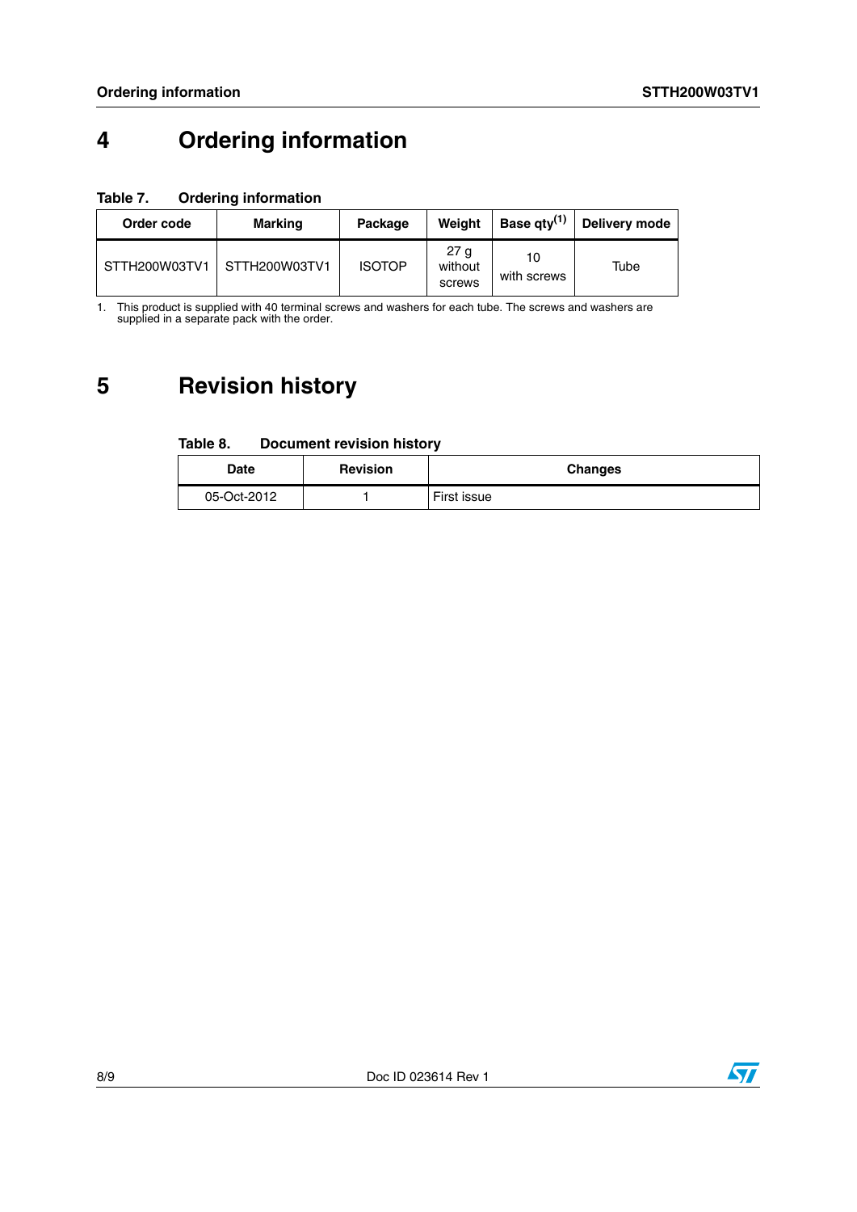# 4 Ordering information

**Table 7. Ordering information**

| Order code | Marking | Package | Weight | Base qty[(1)] | Delivery mode |
|---|---|---|---|---|---|
| STTH200W03TV1 | STTH200W03TV1 | ISOTOP | 27 g without screws | 10 with screws | Tube |

1. This product is supplied with 40 terminal screws and washers for each tube. The screws and washers are supplied in a separate pack with the order.

# 5 Revision history

**Table 8. Document revision history**

| Date | Revision | Changes |
|---|---|---|
| 05-Oct-2012 | 1 | First issue |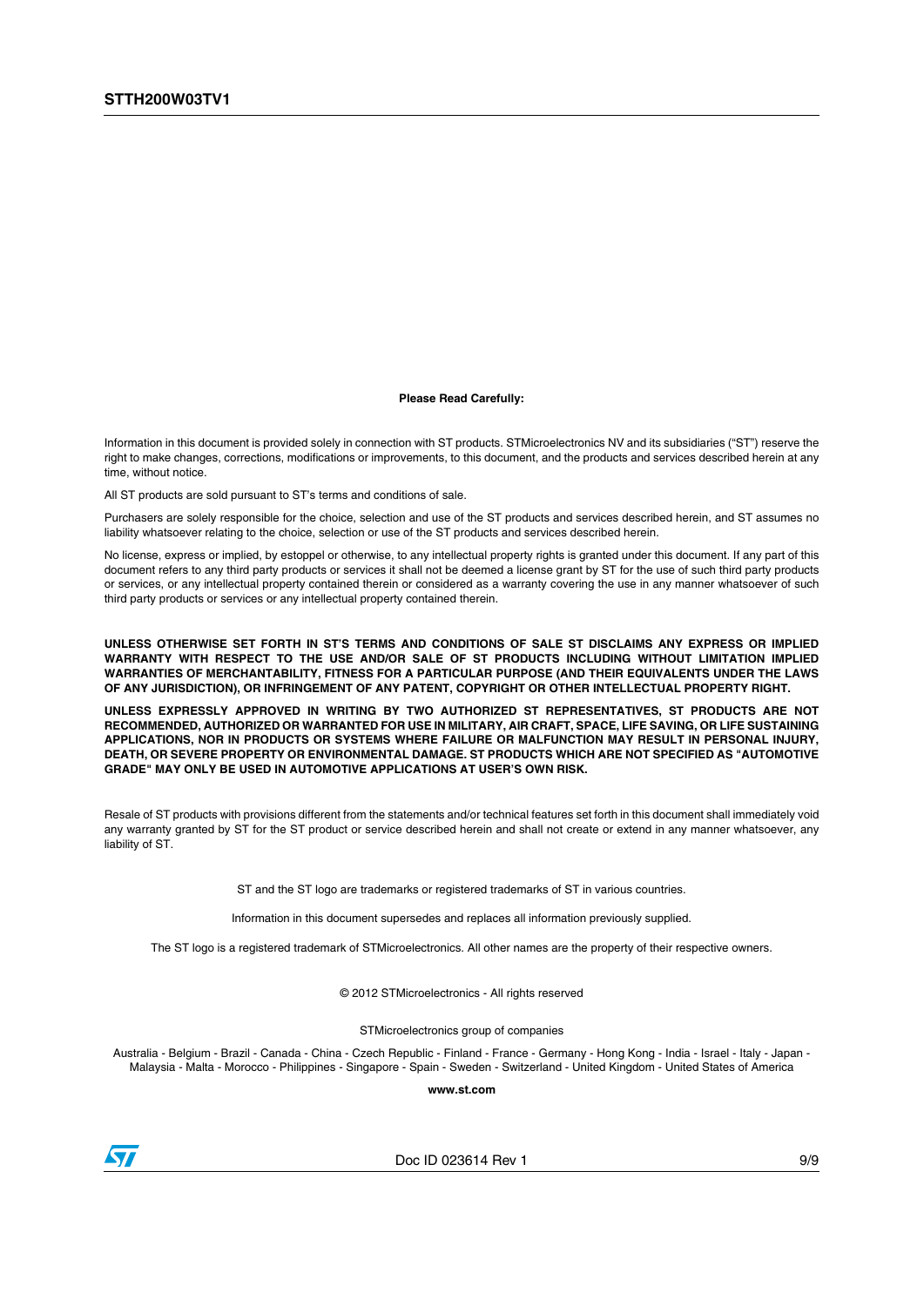**Please Read Carefully:**

Information in this document is provided solely in connection with ST products. STMicroelectronics NV and its subsidiaries (“ST”) reserve the right to make changes, corrections, modifications or improvements, to this document, and the products and services described herein at any time, without notice.

All ST products are sold pursuant to ST’s terms and conditions of sale.

Purchasers are solely responsible for the choice, selection and use of the ST products and services described herein, and ST assumes no liability whatsoever relating to the choice, selection or use of the ST products and services described herein.

No license, express or implied, by estoppel or otherwise, to any intellectual property rights is granted under this document. If any part of this document refers to any third party products or services it shall not be deemed a license grant by ST for the use of such third party products or services, or any intellectual property contained therein or considered as a warranty covering the use in any manner whatsoever of such third party products or services or any intellectual property contained therein.

**UNLESS OTHERWISE SET FORTH IN ST’S TERMS AND CONDITIONS OF SALE ST DISCLAIMS ANY EXPRESS OR IMPLIED WARRANTY WITH RESPECT TO THE USE AND/OR SALE OF ST PRODUCTS INCLUDING WITHOUT LIMITATION IMPLIED WARRANTIES OF MERCHANTABILITY, FITNESS FOR A PARTICULAR PURPOSE (AND THEIR EQUIVALENTS UNDER THE LAWS OF ANY JURISDICTION), OR INFRINGEMENT OF ANY PATENT, COPYRIGHT OR OTHER INTELLECTUAL PROPERTY RIGHT.**

**UNLESS EXPRESSLY APPROVED IN WRITING BY TWO AUTHORIZED ST REPRESENTATIVES, ST PRODUCTS ARE NOT RECOMMENDED, AUTHORIZED OR WARRANTED FOR USE IN MILITARY, AIR CRAFT, SPACE, LIFE SAVING, OR LIFE SUSTAINING APPLICATIONS, NOR IN PRODUCTS OR SYSTEMS WHERE FAILURE OR MALFUNCTION MAY RESULT IN PERSONAL INJURY, DEATH, OR SEVERE PROPERTY OR ENVIRONMENTAL DAMAGE. ST PRODUCTS WHICH ARE NOT SPECIFIED AS "AUTOMOTIVE GRADE" MAY ONLY BE USED IN AUTOMOTIVE APPLICATIONS AT USER’S OWN RISK.**

Resale of ST products with provisions different from the statements and/or technical features set forth in this document shall immediately void any warranty granted by ST for the ST product or service described herein and shall not create or extend in any manner whatsoever, any liability of ST.

ST and the ST logo are trademarks or registered trademarks of ST in various countries.

Information in this document supersedes and replaces all information previously supplied.

The ST logo is a registered trademark of STMicroelectronics. All other names are the property of their respective owners.

© 2012 STMicroelectronics - All rights reserved

STMicroelectronics group of companies

Australia - Belgium - Brazil - Canada - China - Czech Republic - Finland - France - Germany - Hong Kong - India - Israel - Italy - Japan - Malaysia - Malta - Morocco - Philippines - Singapore - Spain - Sweden - Switzerland - United Kingdom - United States of America

**www.st.com**